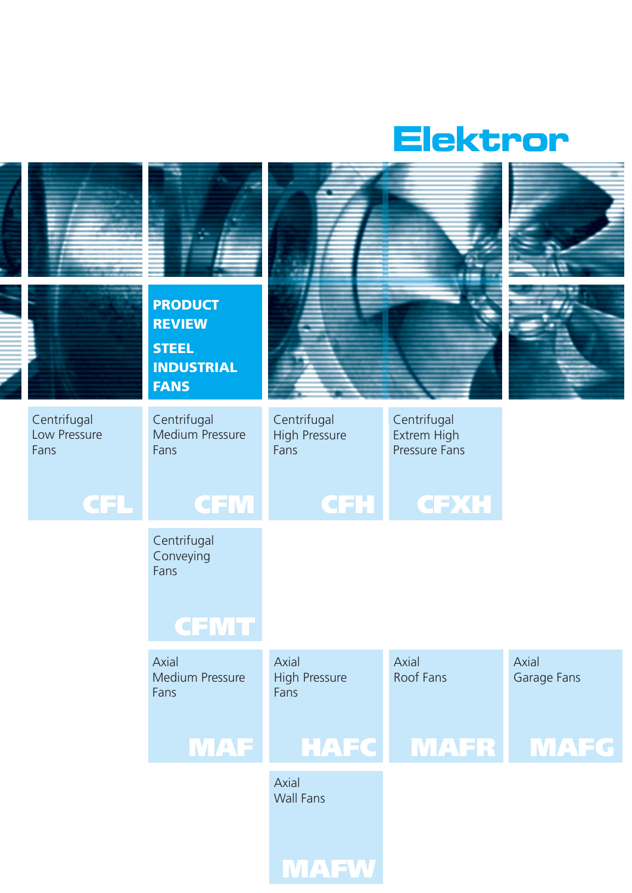# Elektror

## PRODUCT REVIEW

## STEEL INDUSTRIAL FANS

Centrifugal Low Pressure Fans
**CFL**

Centrifugal Medium Pressure Fans
**CFM**

Centrifugal High Pressure Fans
**CFH**

Centrifugal Extrem High Pressure Fans
**CFXH**

Centrifugal Conveying Fans
**CFMT**

Axial Medium Pressure Fans
**MAF**

Axial High Pressure Fans
**HAFC**

Axial Roof Fans
**MAFR**

Axial Garage Fans
**MAFG**

Axial Wall Fans
**MAFW**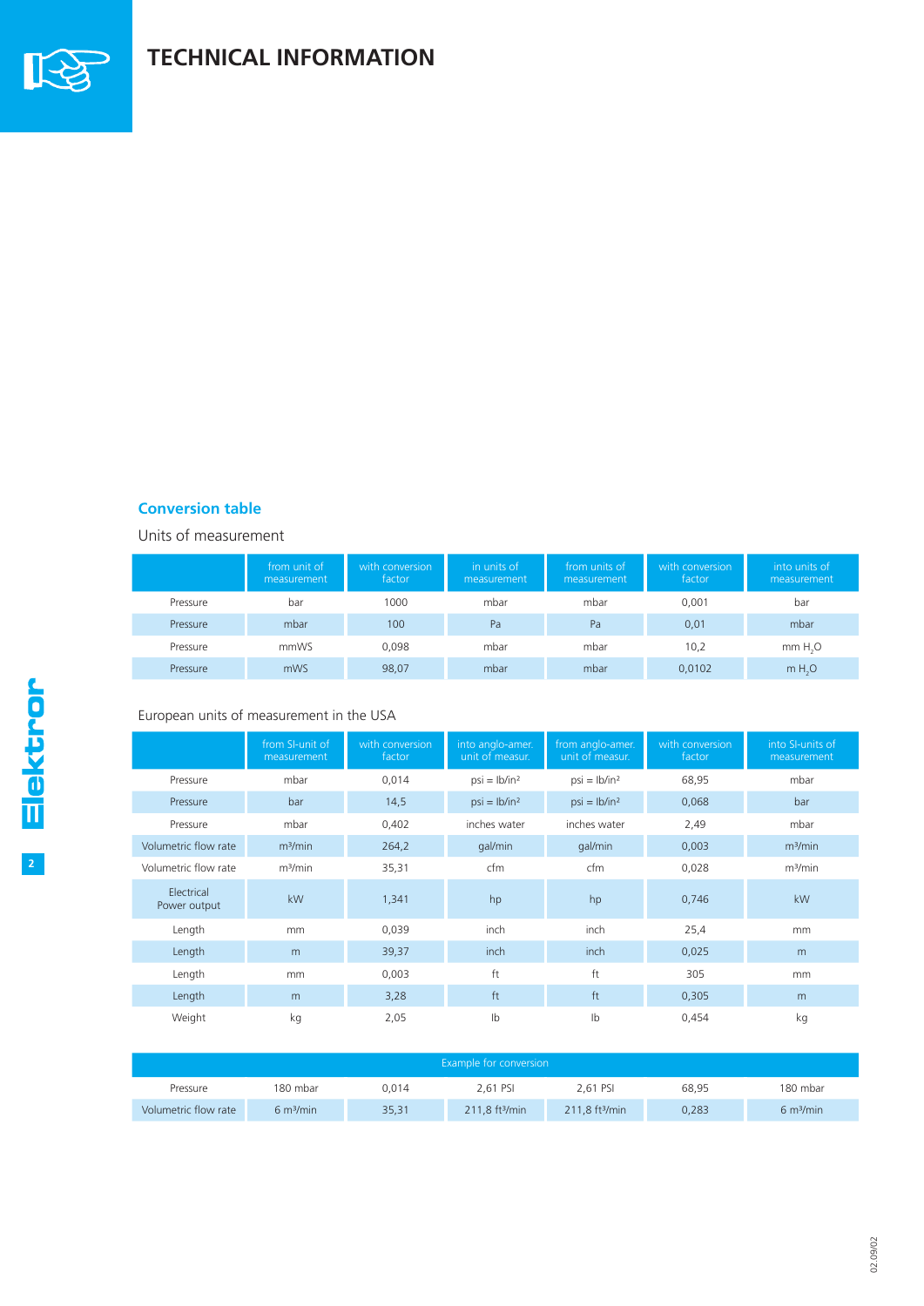# TECHNICAL INFORMATION

## Conversion table

Units of measurement

| | from unit of measurement | with conversion factor | in units of measurement | from units of measurement | with conversion factor | into units of measurement |
|---|---|---|---|---|---|---|
| Pressure | bar | 1000 | mbar | mbar | 0,001 | bar |
| Pressure | mbar | 100 | Pa | Pa | 0,01 | mbar |
| Pressure | mmWS | 0,098 | mbar | mbar | 10,2 | mm $H_2O$ |
| Pressure | mWS | 98,07 | mbar | mbar | 0,0102 | m $H_2O$ |

European units of measurement in the USA

| | from SI-unit of measurement | with conversion factor | into anglo-amer. unit of measur. | from anglo-amer. unit of measur. | with conversion factor | into SI-units of measurement |
|---|---|---|---|---|---|---|
| Pressure | mbar | 0,014 | psi = lb/in² | psi = lb/in² | 68,95 | mbar |
| Pressure | bar | 14,5 | psi = lb/in² | psi = lb/in² | 0,068 | bar |
| Pressure | mbar | 0,402 | inches water | inches water | 2,49 | mbar |
| Volumetric flow rate | m³/min | 264,2 | gal/min | gal/min | 0,003 | m³/min |
| Volumetric flow rate | m³/min | 35,31 | cfm | cfm | 0,028 | m³/min |
| Electrical Power output | kW | 1,341 | hp | hp | 0,746 | kW |
| Length | mm | 0,039 | inch | inch | 25,4 | mm |
| Length | m | 39,37 | inch | inch | 0,025 | m |
| Length | mm | 0,003 | ft | ft | 305 | mm |
| Length | m | 3,28 | ft | ft | 0,305 | m |
| Weight | kg | 2,05 | lb | lb | 0,454 | kg |

| Example for conversion | | | | | | |
|---|---|---|---|---|---|---|
| Pressure | 180 mbar | 0,014 | 2,61 PSI | 2,61 PSI | 68,95 | 180 mbar |
| Volumetric flow rate | 6 m³/min | 35,31 | 211,8 ft³/min | 211,8 ft³/min | 0,283 | 6 m³/min |

02.09/02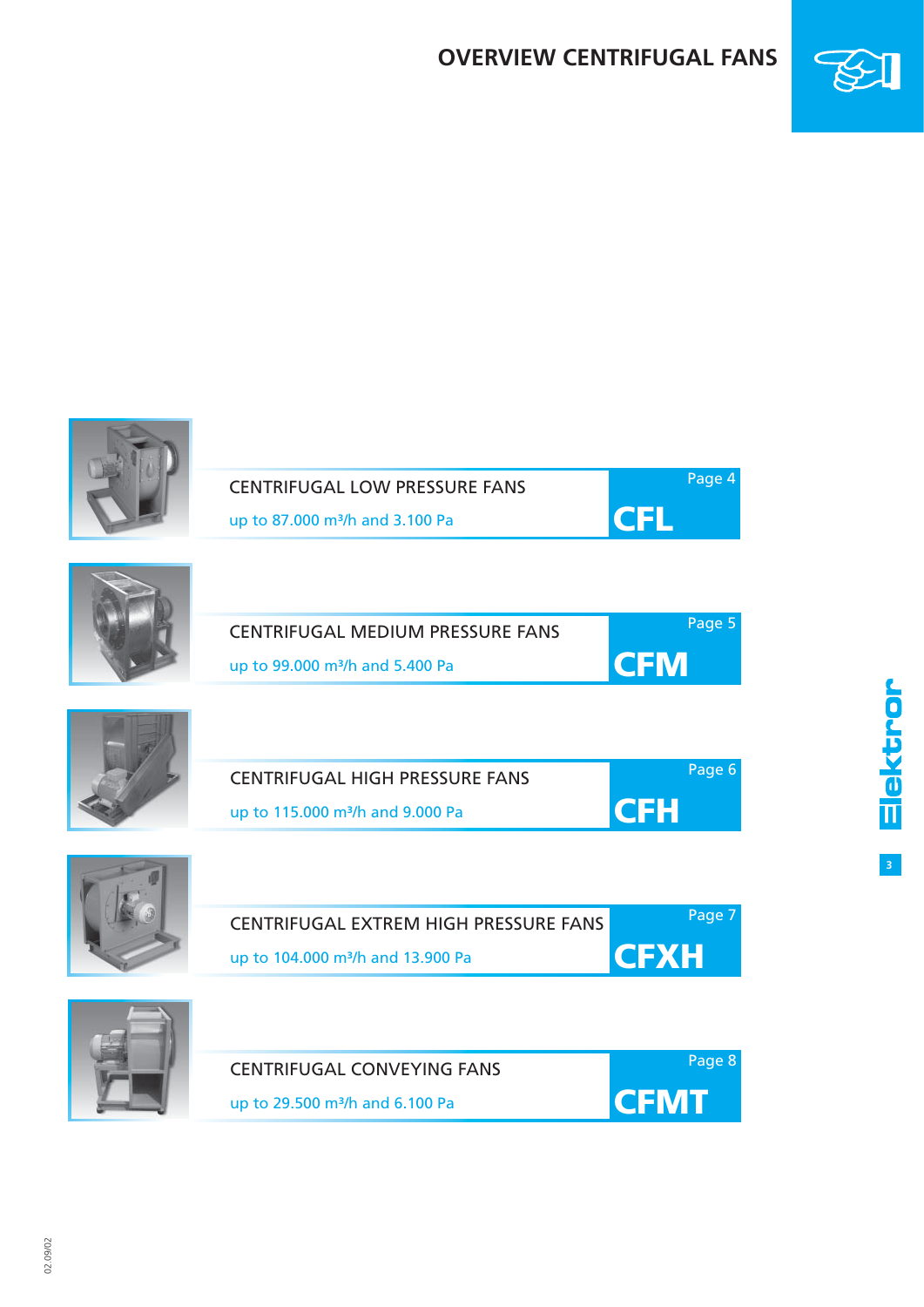# OVERVIEW CENTRIFUGAL FANS

CENTRIFUGAL LOW PRESSURE FANS

up to 87.000 m³/h and 3.100 Pa

Page 4

**CFL**

CENTRIFUGAL MEDIUM PRESSURE FANS

up to 99.000 m³/h and 5.400 Pa

Page 5

**CFM**

CENTRIFUGAL HIGH PRESSURE FANS

up to 115.000 m³/h and 9.000 Pa

Page 6

**CFH**

CENTRIFUGAL EXTREM HIGH PRESSURE FANS

up to 104.000 m³/h and 13.900 Pa

Page 7

**CFXH**

CENTRIFUGAL CONVEYING FANS

up to 29.500 m³/h and 6.100 Pa

Page 8

**CFMT**

02.09/02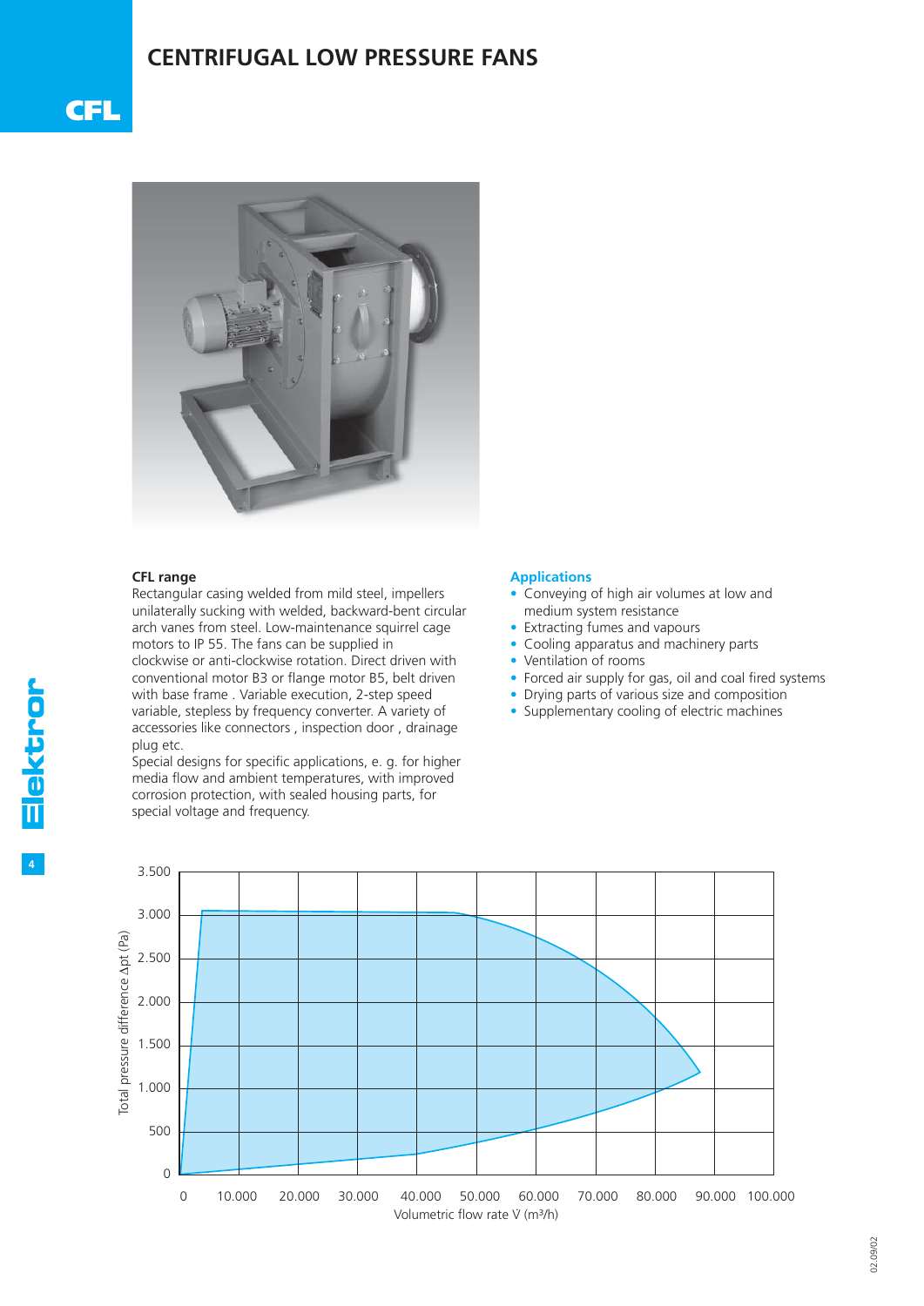# CENTRIFUGAL LOW PRESSURE FANS

## CFL

### CFL range

Rectangular casing welded from mild steel, impellers unilaterally sucking with welded, backward-bent circular arch vanes from steel. Low-maintenance squirrel cage motors to IP 55. The fans can be supplied in clockwise or anti-clockwise rotation. Direct driven with conventional motor B3 or flange motor B5, belt driven with base frame . Variable execution, 2-step speed variable, stepless by frequency converter. A variety of accessories like connectors , inspection door , drainage plug etc.

Special designs for specific applications, e. g. for higher media flow and ambient temperatures, with improved corrosion protection, with sealed housing parts, for special voltage and frequency.

### Applications

- Conveying of high air volumes at low and medium system resistance
- Extracting fumes and vapours
- Cooling apparatus and machinery parts
- Ventilation of rooms
- Forced air supply for gas, oil and coal fired systems
- Drying parts of various size and composition
- Supplementary cooling of electric machines

Total pressure difference $\Delta pt$ (Pa)

Volumetric flow rate $\dot{V}$ ($m^3/h$)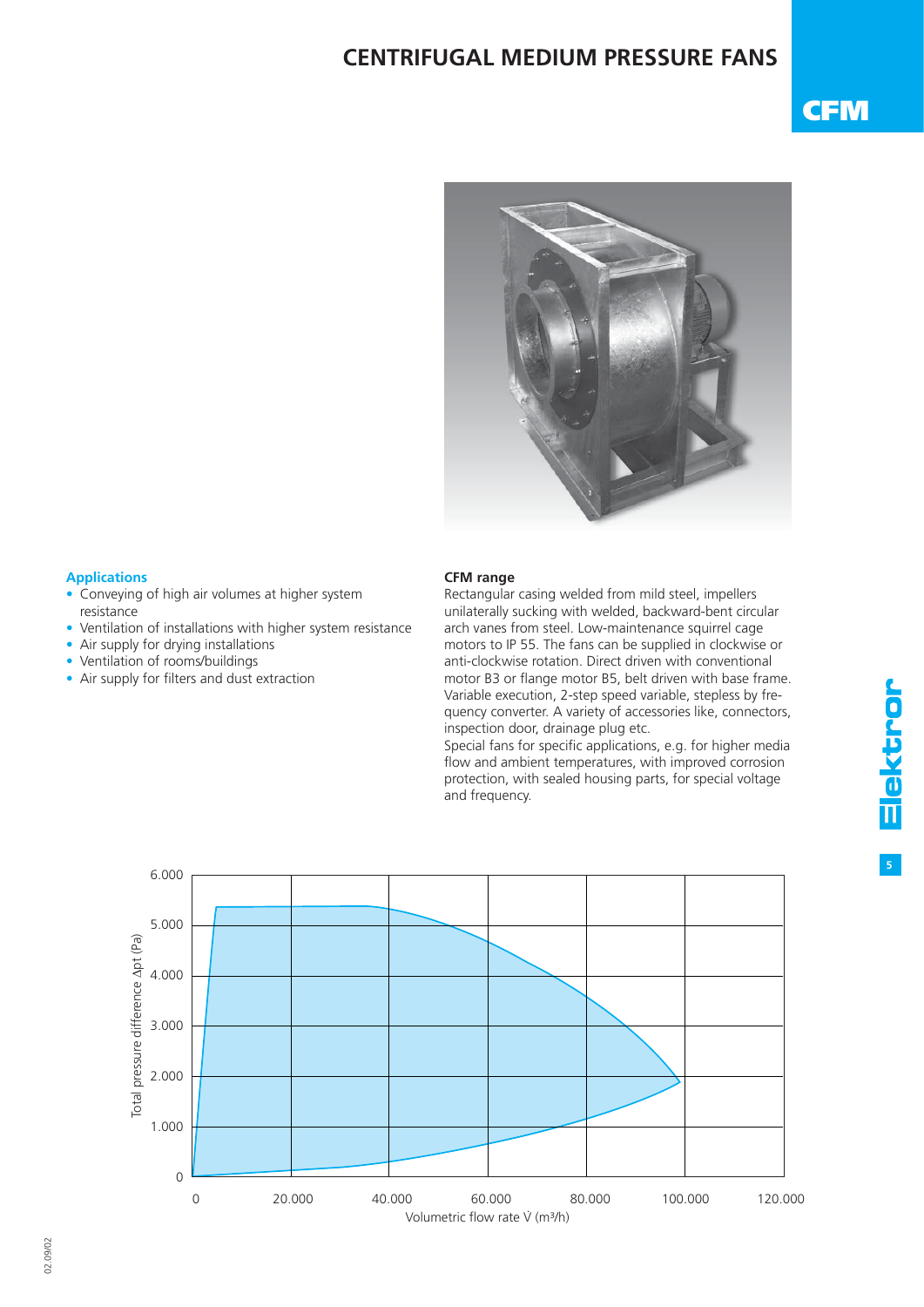# CENTRIFUGAL MEDIUM PRESSURE FANS

## CFM

### Applications

- Conveying of high air volumes at higher system resistance
- Ventilation of installations with higher system resistance
- Air supply for drying installations
- Ventilation of rooms/buildings
- Air supply for filters and dust extraction

### CFM range

Rectangular casing welded from mild steel, impellers unilaterally sucking with welded, backward-bent circular arch vanes from steel. Low-maintenance squirrel cage motors to IP 55. The fans can be supplied in clockwise or anti-clockwise rotation. Direct driven with conventional motor B3 or flange motor B5, belt driven with base frame. Variable execution, 2-step speed variable, stepless by frequency converter. A variety of accessories like, connectors, inspection door, drainage plug etc.

Special fans for specific applications, e.g. for higher media flow and ambient temperatures, with improved corrosion protection, with sealed housing parts, for special voltage and frequency.

Total pressure difference Δpt (Pa): 0 – 1.000 – 2.000 – 3.000 – 4.000 – 5.000 – 6.000

Volumetric flow rate V̇ (m³/h): 0 – 20.000 – 40.000 – 60.000 – 80.000 – 100.000 – 120.000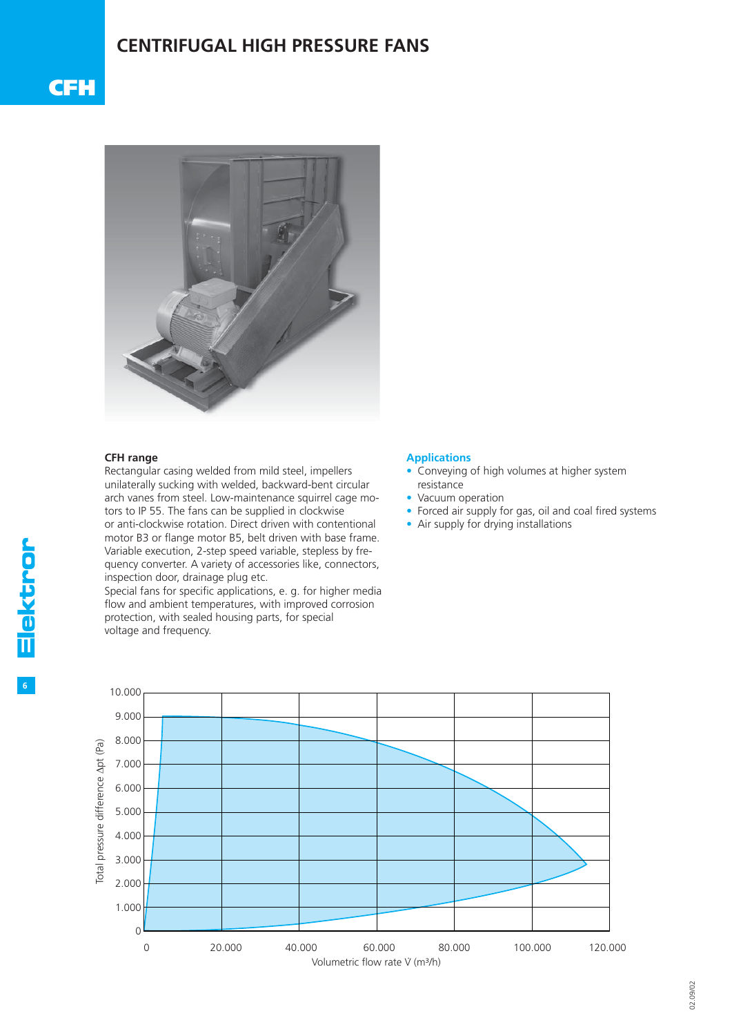# CENTRIFUGAL HIGH PRESSURE FANS

## CFH

### CFH range

Rectangular casing welded from mild steel, impellers unilaterally sucking with welded, backward-bent circular arch vanes from steel. Low-maintenance squirrel cage motors to IP 55. The fans can be supplied in clockwise or anti-clockwise rotation. Direct driven with contentional motor B3 or flange motor B5, belt driven with base frame. Variable execution, 2-step speed variable, stepless by frequency converter. A variety of accessories like, connectors, inspection door, drainage plug etc.
Special fans for specific applications, e. g. for higher media flow and ambient temperatures, with improved corrosion protection, with sealed housing parts, for special voltage and frequency.

### Applications

- Conveying of high volumes at higher system resistance
- Vacuum operation
- Forced air supply for gas, oil and coal fired systems
- Air supply for drying installations

Total pressure difference Δpt (Pa)

Volumetric flow rate V̇ (m³/h)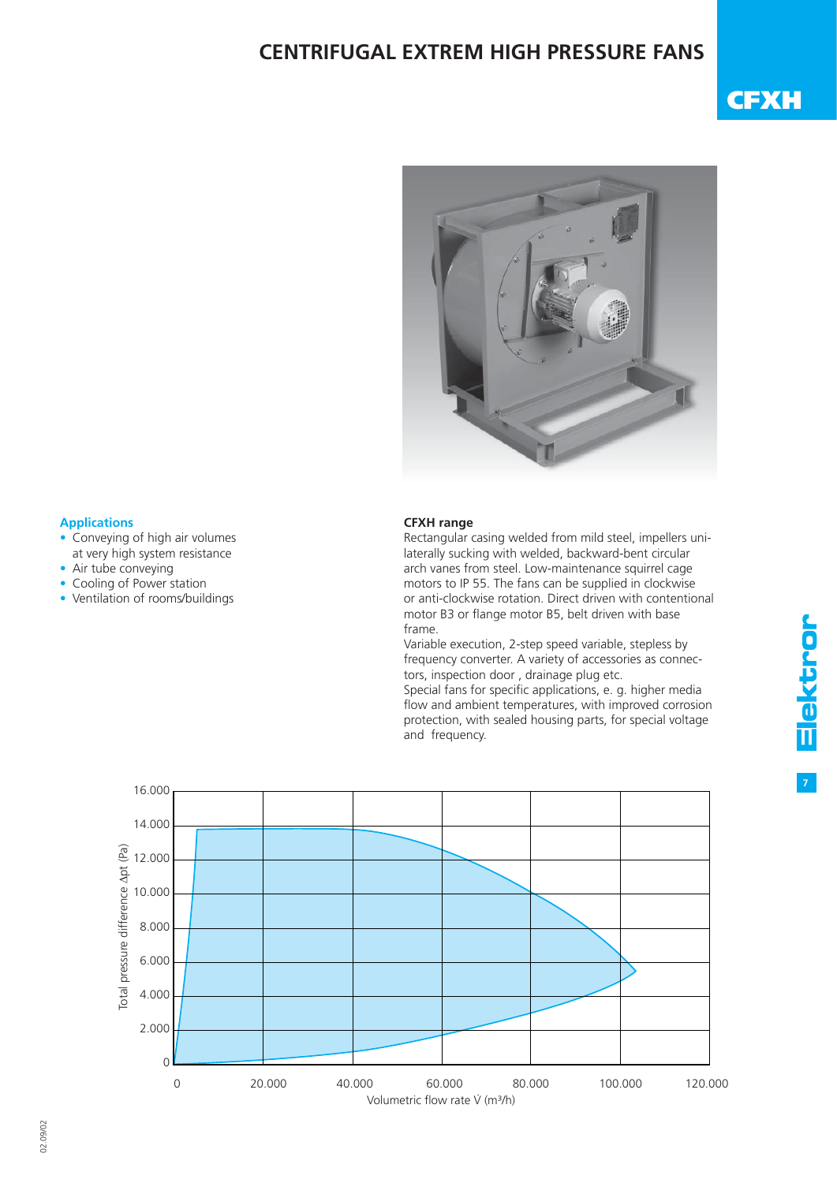# CENTRIFUGAL EXTREM HIGH PRESSURE FANS

## CFXH

### Applications

- Conveying of high air volumes at very high system resistance
- Air tube conveying
- Cooling of Power station
- Ventilation of rooms/buildings

### CFXH range

Rectangular casing welded from mild steel, impellers unilaterally sucking with welded, backward-bent circular arch vanes from steel. Low-maintenance squirrel cage motors to IP 55. The fans can be supplied in clockwise or anti-clockwise rotation. Direct driven with contentional motor B3 or flange motor B5, belt driven with base frame.

Variable execution, 2-step speed variable, stepless by frequency converter. A variety of accessories as connectors, inspection door , drainage plug etc.

Special fans for specific applications, e. g. higher media flow and ambient temperatures, with improved corrosion protection, with sealed housing parts, for special voltage and frequency.

Total pressure difference Δpt (Pa): 0 – 16.000

Volumetric flow rate V̇ (m³/h): 0 – 120.000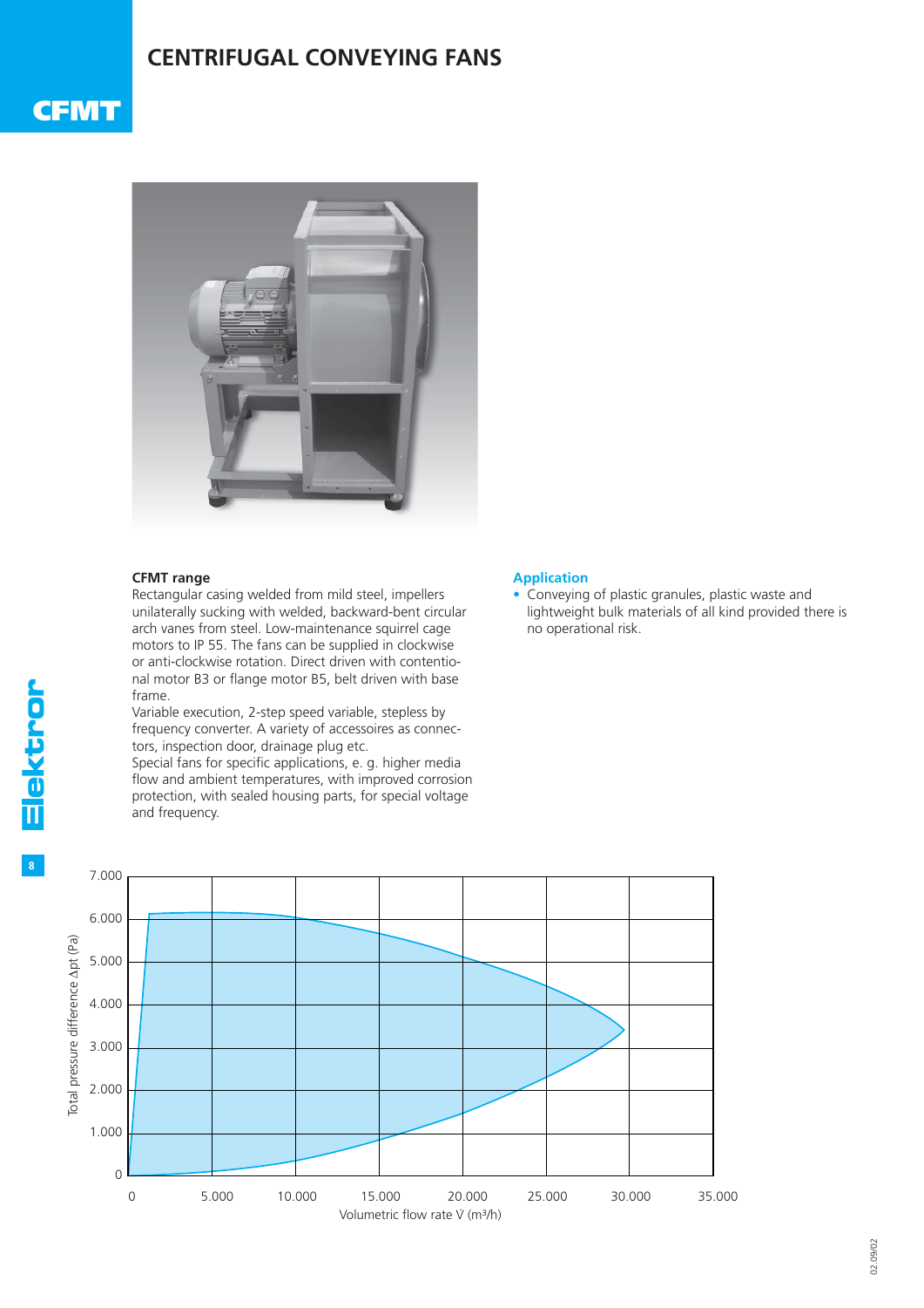# CENTRIFUGAL CONVEYING FANS

## CFMT

**CFMT range**
Rectangular casing welded from mild steel, impellers unilaterally sucking with welded, backward-bent circular arch vanes from steel. Low-maintenance squirrel cage motors to IP 55. The fans can be supplied in clockwise or anti-clockwise rotation. Direct driven with contentional motor B3 or flange motor B5, belt driven with base frame.
Variable execution, 2-step speed variable, stepless by frequency converter. A variety of accessoires as connectors, inspection door, drainage plug etc.
Special fans for specific applications, e. g. higher media flow and ambient temperatures, with improved corrosion protection, with sealed housing parts, for special voltage and frequency.

### Application

- Conveying of plastic granules, plastic waste and lightweight bulk materials of all kind provided there is no operational risk.

Total pressure difference Δpt (Pa): 0, 1.000, 2.000, 3.000, 4.000, 5.000, 6.000, 7.000

Volumetric flow rate V (m³/h): 0, 5.000, 10.000, 15.000, 20.000, 25.000, 30.000, 35.000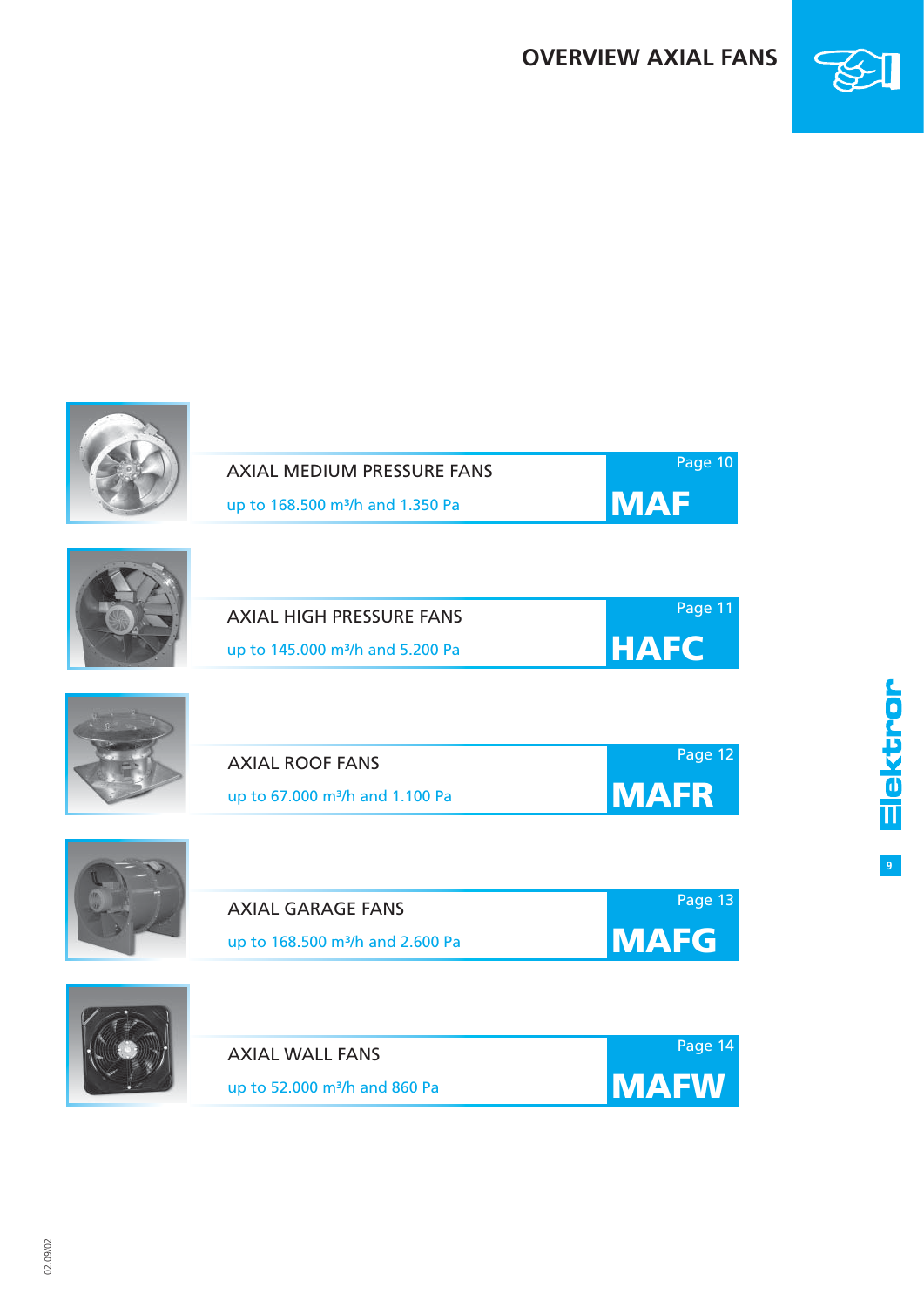# OVERVIEW AXIAL FANS

AXIAL MEDIUM PRESSURE FANS

up to 168.500 m³/h and 1.350 Pa

Page 10

**MAF**

AXIAL HIGH PRESSURE FANS

up to 145.000 m³/h and 5.200 Pa

Page 11

**HAFC**

AXIAL ROOF FANS

up to 67.000 m³/h and 1.100 Pa

Page 12

**MAFR**

AXIAL GARAGE FANS

up to 168.500 m³/h and 2.600 Pa

Page 13

**MAFG**

AXIAL WALL FANS

up to 52.000 m³/h and 860 Pa

Page 14

**MAFW**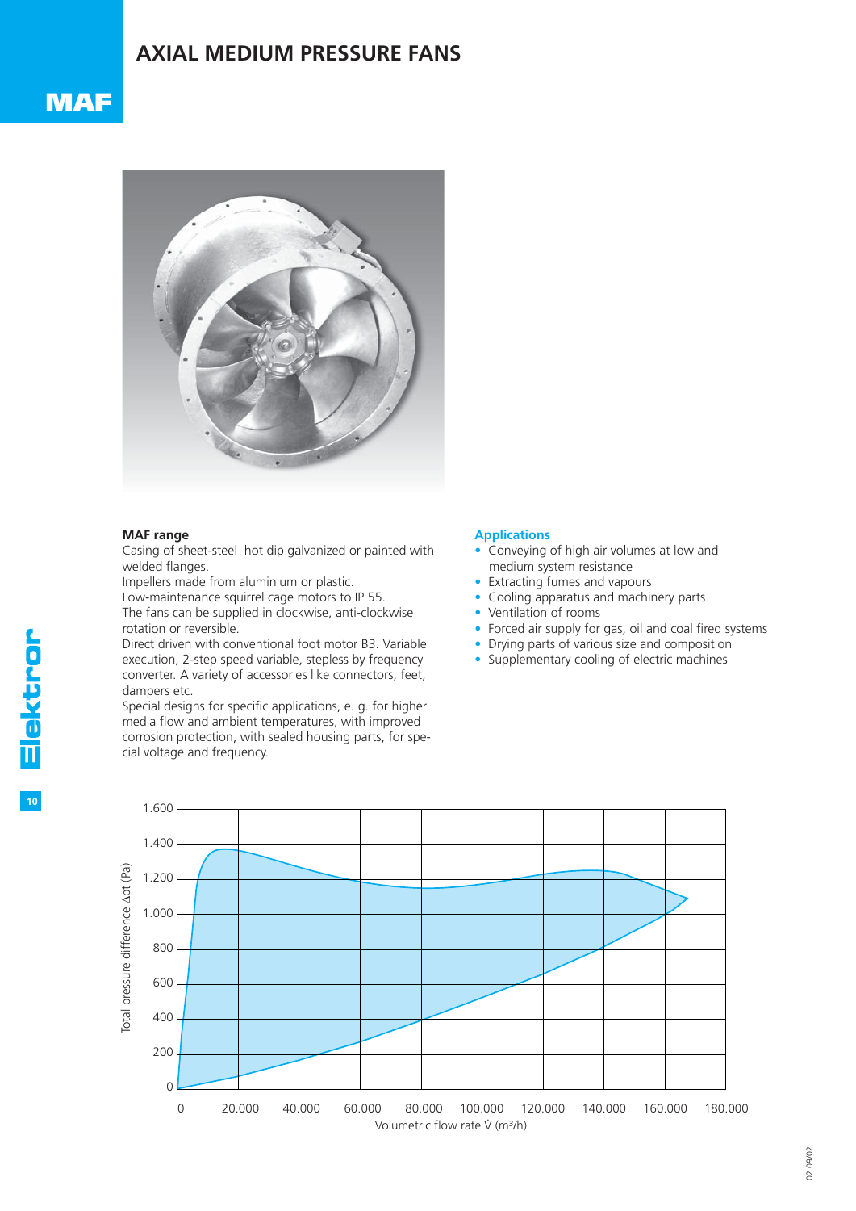# AXIAL MEDIUM PRESSURE FANS

## MAF

**MAF range**

Casing of sheet-steel hot dip galvanized or painted with welded flanges.
Impellers made from aluminium or plastic.
Low-maintenance squirrel cage motors to IP 55.
The fans can be supplied in clockwise, anti-clockwise rotation or reversible.
Direct driven with conventional foot motor B3. Variable execution, 2-step speed variable, stepless by frequency converter. A variety of accessories like connectors, feet, dampers etc.
Special designs for specific applications, e. g. for higher media flow and ambient temperatures, with improved corrosion protection, with sealed housing parts, for special voltage and frequency.

**Applications**

- Conveying of high air volumes at low and medium system resistance
- Extracting fumes and vapours
- Cooling apparatus and machinery parts
- Ventilation of rooms
- Forced air supply for gas, oil and coal fired systems
- Drying parts of various size and composition
- Supplementary cooling of electric machines

Total pressure difference Δpt (Pa)

Volumetric flow rate V̇ (m³/h)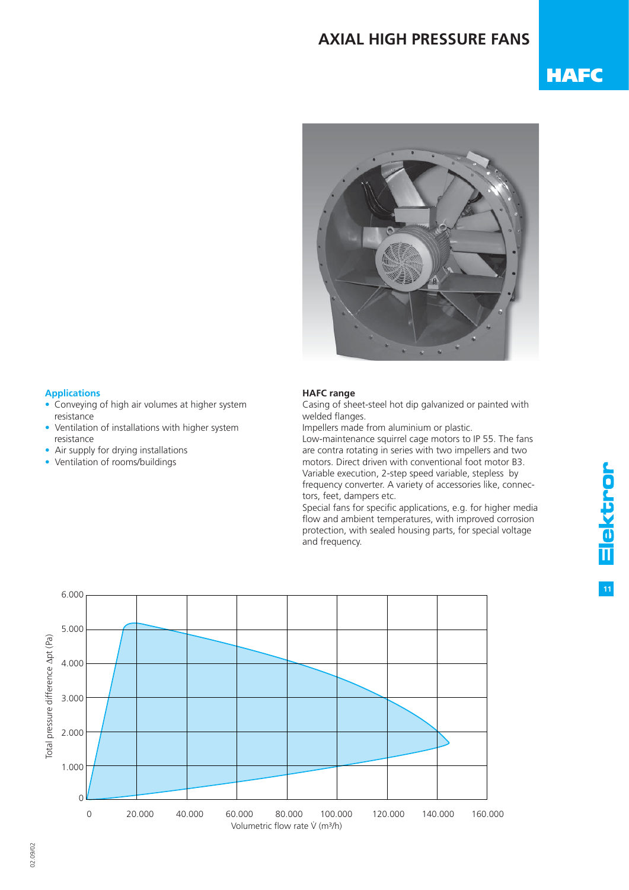# AXIAL HIGH PRESSURE FANS

## HAFC

### Applications

- Conveying of high air volumes at higher system resistance
- Ventilation of installations with higher system resistance
- Air supply for drying installations
- Ventilation of rooms/buildings

### HAFC range

Casing of sheet-steel hot dip galvanized or painted with welded flanges.
Impellers made from aluminium or plastic.
Low-maintenance squirrel cage motors to IP 55. The fans are contra rotating in series with two impellers and two motors. Direct driven with conventional foot motor B3. Variable execution, 2-step speed variable, stepless by frequency converter. A variety of accessories like, connectors, feet, dampers etc.
Special fans for specific applications, e.g. for higher media flow and ambient temperatures, with improved corrosion protection, with sealed housing parts, for special voltage and frequency.

Total pressure difference $\Delta pt$ (Pa): 0 – 6.000

Volumetric flow rate $\dot{V}$ (m³/h): 0 – 160.000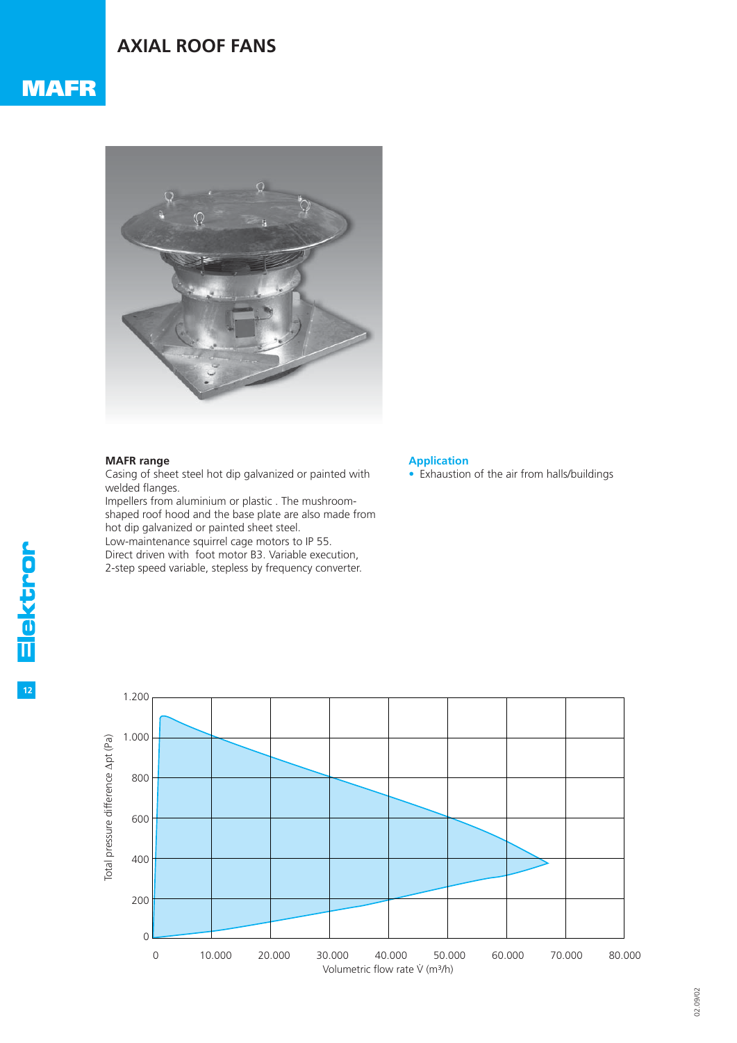# AXIAL ROOF FANS

## MAFR

**MAFR range**
Casing of sheet steel hot dip galvanized or painted with welded flanges.
Impellers from aluminium or plastic . The mushroom-shaped roof hood and the base plate are also made from hot dip galvanized or painted sheet steel.
Low-maintenance squirrel cage motors to IP 55.
Direct driven with foot motor B3. Variable execution, 2-step speed variable, stepless by frequency converter.

**Application**

- Exhaustion of the air from halls/buildings

Total pressure difference Δpt (Pa)

Volumetric flow rate V̇ (m³/h)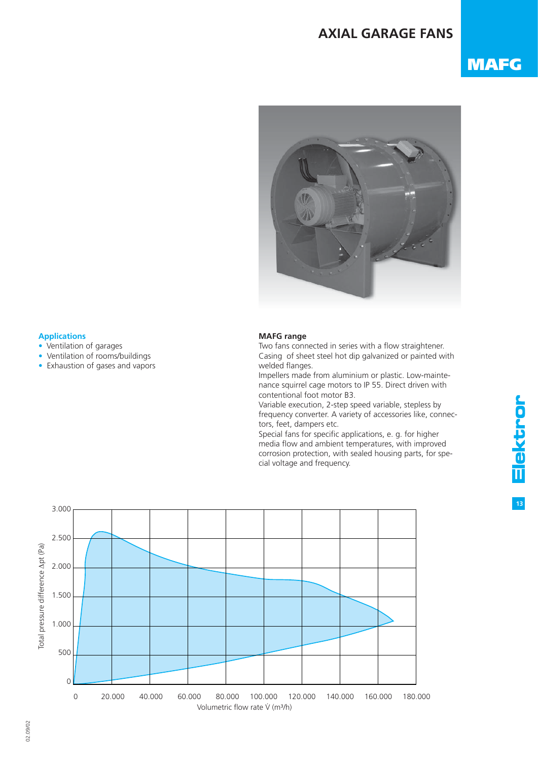# AXIAL GARAGE FANS

## MAFG

### Applications

- Ventilation of garages
- Ventilation of rooms/buildings
- Exhaustion of gases and vapors

### MAFG range

Two fans connected in series with a flow straightener.
Casing of sheet steel hot dip galvanized or painted with welded flanges.
Impellers made from aluminium or plastic. Low-maintenance squirrel cage motors to IP 55. Direct driven with contentional foot motor B3.
Variable execution, 2-step speed variable, stepless by frequency converter. A variety of accessories like, connectors, feet, dampers etc.
Special fans for specific applications, e. g. for higher media flow and ambient temperatures, with improved corrosion protection, with sealed housing parts, for special voltage and frequency.

Total pressure difference Δpt (Pa)

Volumetric flow rate V̇ (m³/h)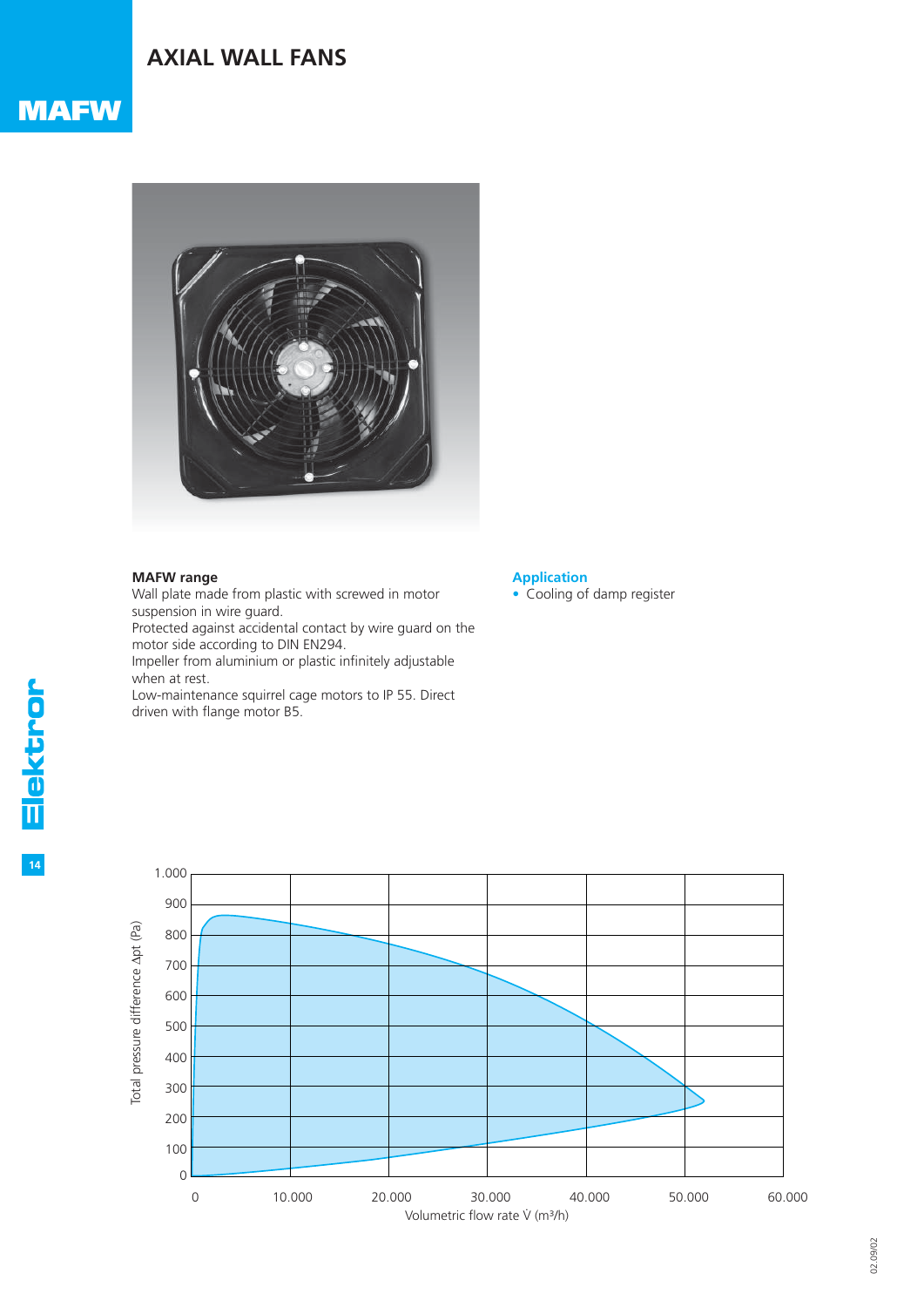# AXIAL WALL FANS

## MAFW

**MAFW range**
Wall plate made from plastic with screwed in motor suspension in wire guard.
Protected against accidental contact by wire guard on the motor side according to DIN EN294.
Impeller from aluminium or plastic infinitely adjustable when at rest.
Low-maintenance squirrel cage motors to IP 55. Direct driven with flange motor B5.

### Application

- Cooling of damp register

Total pressure difference Δpt (Pa)

Volumetric flow rate V̇ (m³/h)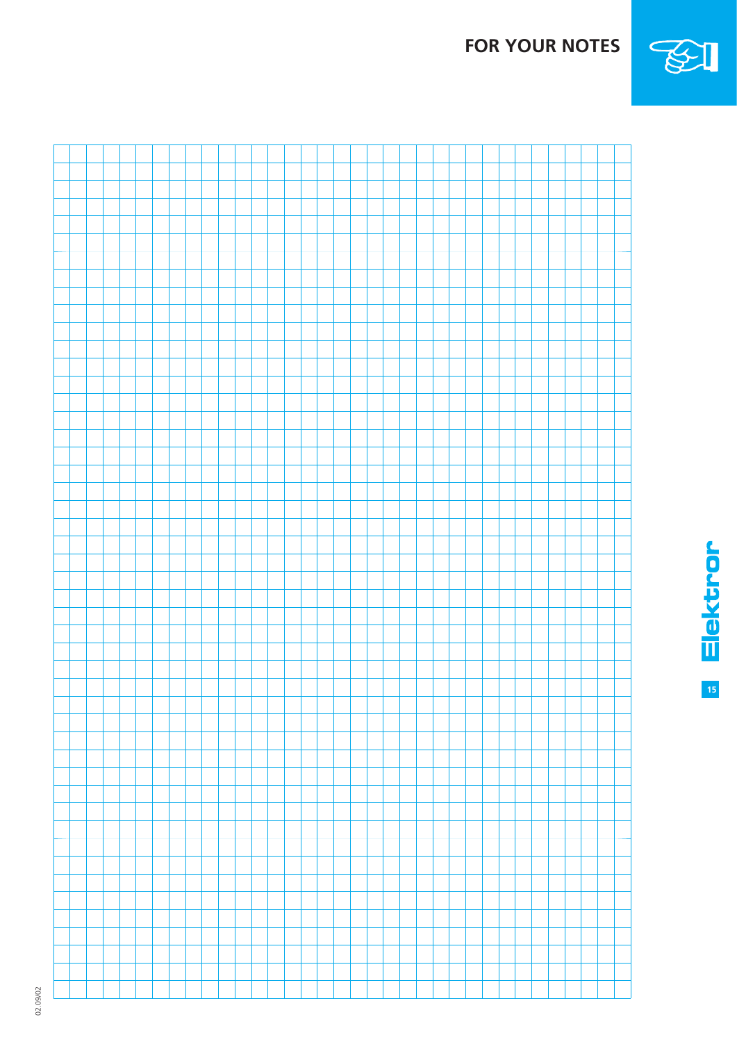# FOR YOUR NOTES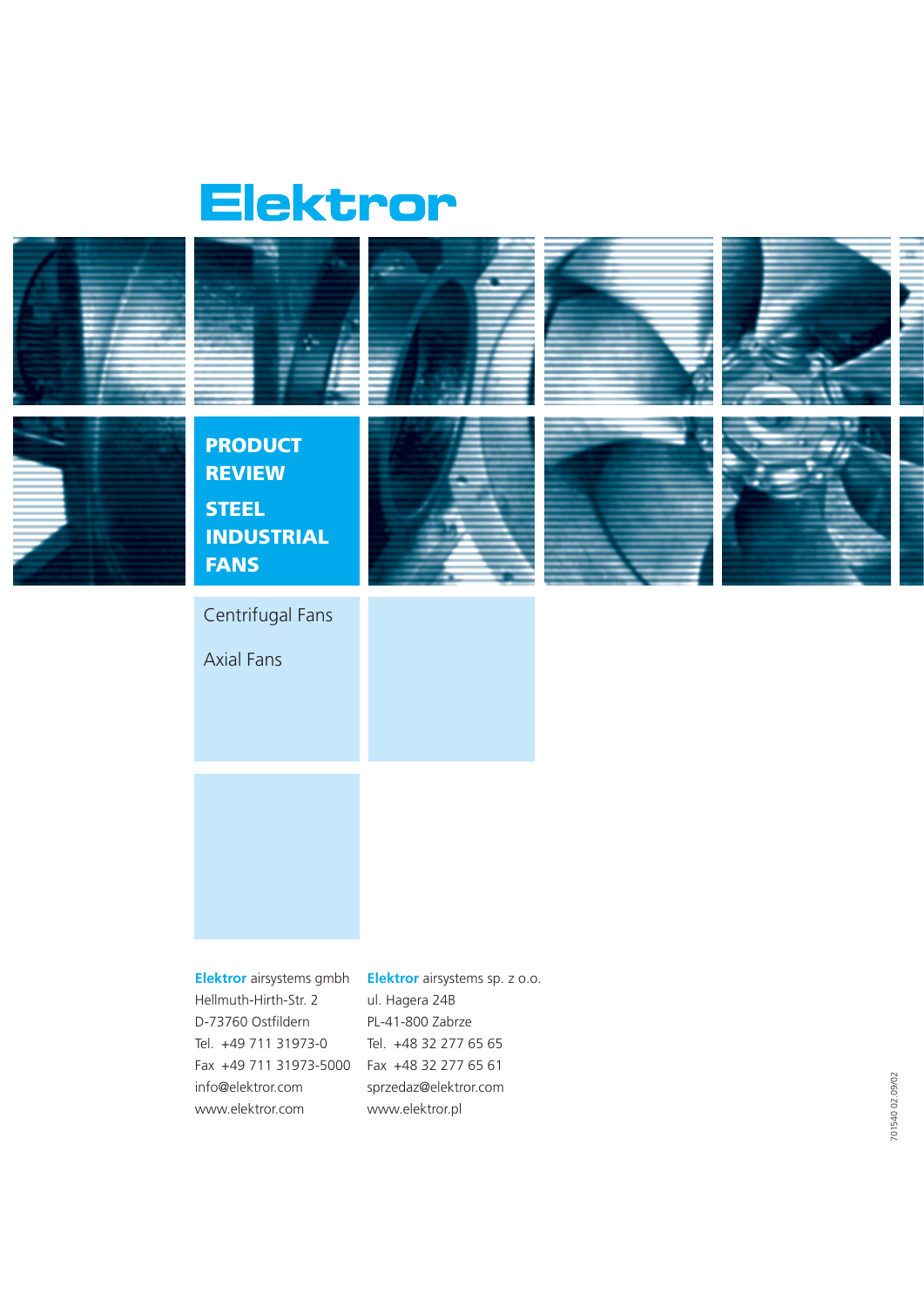# Elektror

## PRODUCT REVIEW

## STEEL INDUSTRIAL FANS

Centrifugal Fans

Axial Fans

**Elektror** airsystems gmbh
Hellmuth-Hirth-Str. 2
D-73760 Ostfildern
Tel. +49 711 31973-0
Fax +49 711 31973-5000
info@elektror.com
www.elektror.com

**Elektror** airsystems sp. z o.o.
ul. Hagera 24B
PL-41-800 Zabrze
Tel. +48 32 277 65 65
Fax +48 32 277 65 61
sprzedaz@elektror.com
www.elektror.pl

701540 02.09/02